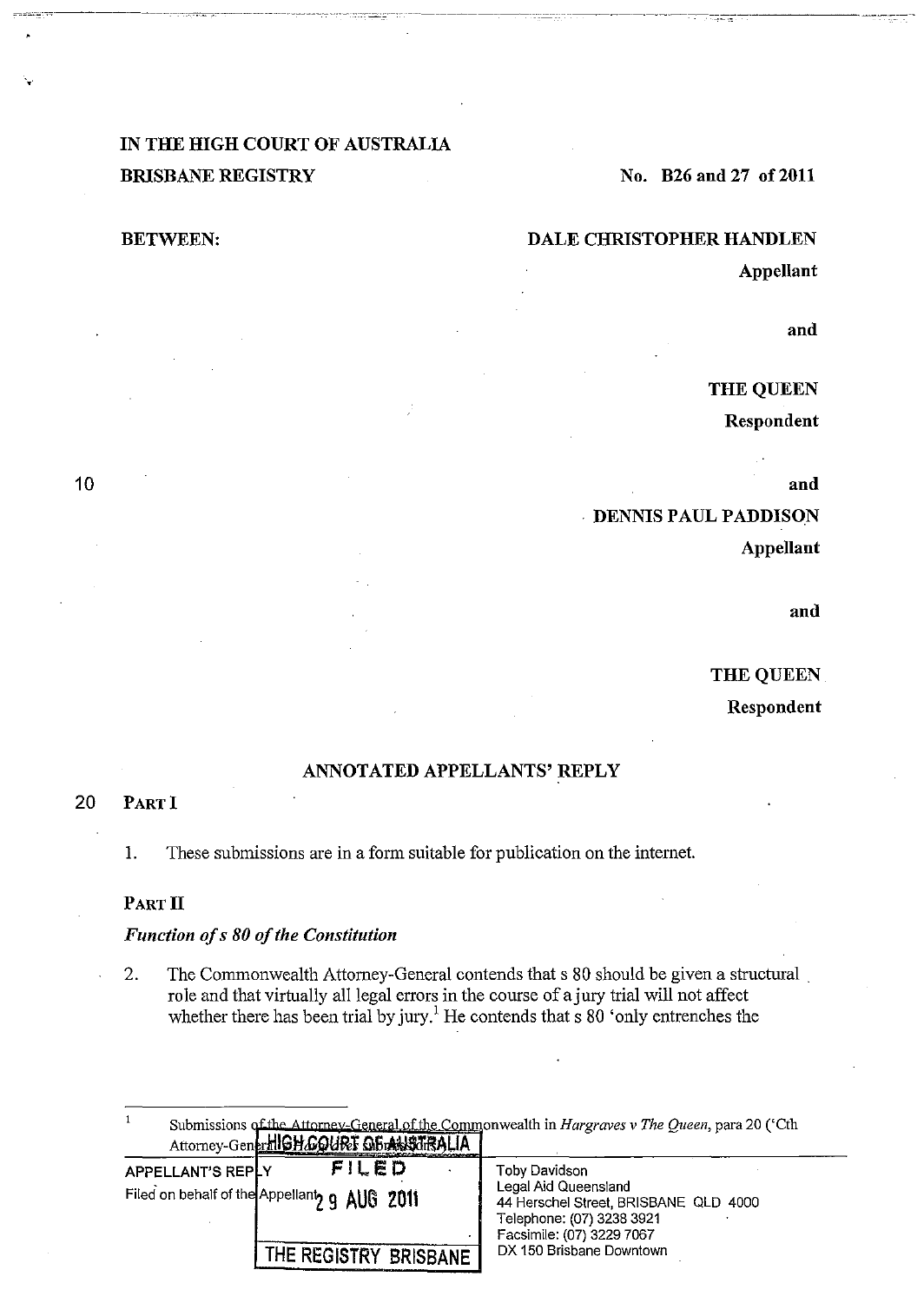IN THE HIGH COURT OF AUSTRALIA
BRISBANE REGISTRY

No. B26 and 27 of 2011

BETWEEN:

DALE CHRISTOPHER HANDLEN
Appellant

and

THE QUEEN
Respondent

and

DENNIS PAUL PADDISON
Appellant

and

THE QUEEN
Respondent

## ANNOTATED APPELLANTS' REPLY

### PART I

1. These submissions are in a form suitable for publication on the internet.

### PART II

***Function of s 80 of the Constitution***

2. The Commonwealth Attorney-General contends that s 80 should be given a structural role and that virtually all legal errors in the course of a jury trial will not affect whether there has been trial by jury.[1] He contends that s 80 'only entrenches the

[1] Submissions of the Attorney-General of the Commonwealth in *Hargraves v The Queen*, para 20 ('Cth Attorney-General's Submissions').

APPELLANT'S REPLY
Filed on behalf of the Appellant

HIGH COURT OF AUSTRALIA
FILED
29 AUG 2011
THE REGISTRY BRISBANE

Toby Davidson
Legal Aid Queensland
44 Herschel Street, BRISBANE QLD 4000
Telephone: (07) 3238 3921
Facsimile: (07) 3229 7067
DX 150 Brisbane Downtown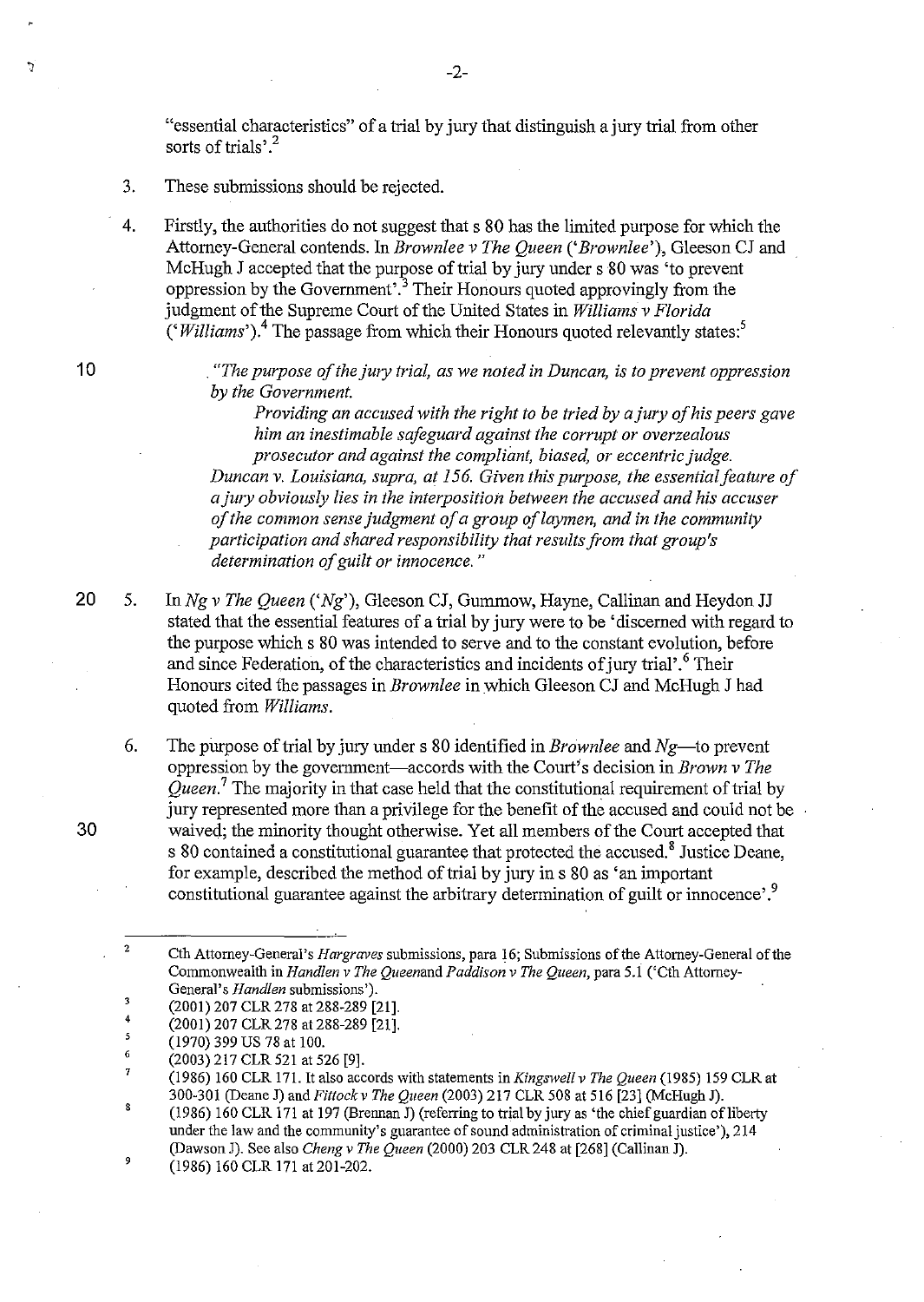"essential characteristics" of a trial by jury that distinguish a jury trial from other sorts of trials'.[2]

3. These submissions should be rejected.

4. Firstly, the authorities do not suggest that s 80 has the limited purpose for which the Attorney-General contends. In *Brownlee v The Queen* ('*Brownlee*'), Gleeson CJ and McHugh J accepted that the purpose of trial by jury under s 80 was 'to prevent oppression by the Government'.[3] Their Honours quoted approvingly from the judgment of the Supreme Court of the United States in *Williams v Florida* ('*Williams*').[4] The passage from which their Honours quoted relevantly states:[5]

> *"The purpose of the jury trial, as we noted in Duncan, is to prevent oppression by the Government.*
>
> > *Providing an accused with the right to be tried by a jury of his peers gave him an inestimable safeguard against the corrupt or overzealous prosecutor and against the compliant, biased, or eccentric judge.*
>
> *Duncan v. Louisiana, supra, at 156. Given this purpose, the essential feature of a jury obviously lies in the interposition between the accused and his accuser of the common sense judgment of a group of laymen, and in the community participation and shared responsibility that results from that group's determination of guilt or innocence."*

5. In *Ng v The Queen* ('*Ng*'), Gleeson CJ, Gummow, Hayne, Callinan and Heydon JJ stated that the essential features of a trial by jury were to be 'discerned with regard to the purpose which s 80 was intended to serve and to the constant evolution, before and since Federation, of the characteristics and incidents of jury trial'.[6] Their Honours cited the passages in *Brownlee* in which Gleeson CJ and McHugh J had quoted from *Williams*.

6. The purpose of trial by jury under s 80 identified in *Brownlee* and *Ng*—to prevent oppression by the government—accords with the Court's decision in *Brown v The Queen*.[7] The majority in that case held that the constitutional requirement of trial by jury represented more than a privilege for the benefit of the accused and could not be waived; the minority thought otherwise. Yet all members of the Court accepted that s 80 contained a constitutional guarantee that protected the accused.[8] Justice Deane, for example, described the method of trial by jury in s 80 as 'an important constitutional guarantee against the arbitrary determination of guilt or innocence'.[9]

---

[2] Cth Attorney-General's *Hargraves* submissions, para 16; Submissions of the Attorney-General of the Commonwealth in *Handlen v The Queen*and *Paddison v The Queen*, para 5.1 ('Cth Attorney-General's *Handlen* submissions').

[3] (2001) 207 CLR 278 at 288-289 [21].

[4] (2001) 207 CLR 278 at 288-289 [21].

[5] (1970) 399 US 78 at 100.

[6] (2003) 217 CLR 521 at 526 [9].

[7] (1986) 160 CLR 171. It also accords with statements in *Kingswell v The Queen* (1985) 159 CLR at 300-301 (Deane J) and *Fittock v The Queen* (2003) 217 CLR 508 at 516 [23] (McHugh J).

[8] (1986) 160 CLR 171 at 197 (Brennan J) (referring to trial by jury as 'the chief guardian of liberty under the law and the community's guarantee of sound administration of criminal justice'), 214 (Dawson J). See also *Cheng v The Queen* (2000) 203 CLR 248 at [268] (Callinan J).

[9] (1986) 160 CLR 171 at 201-202.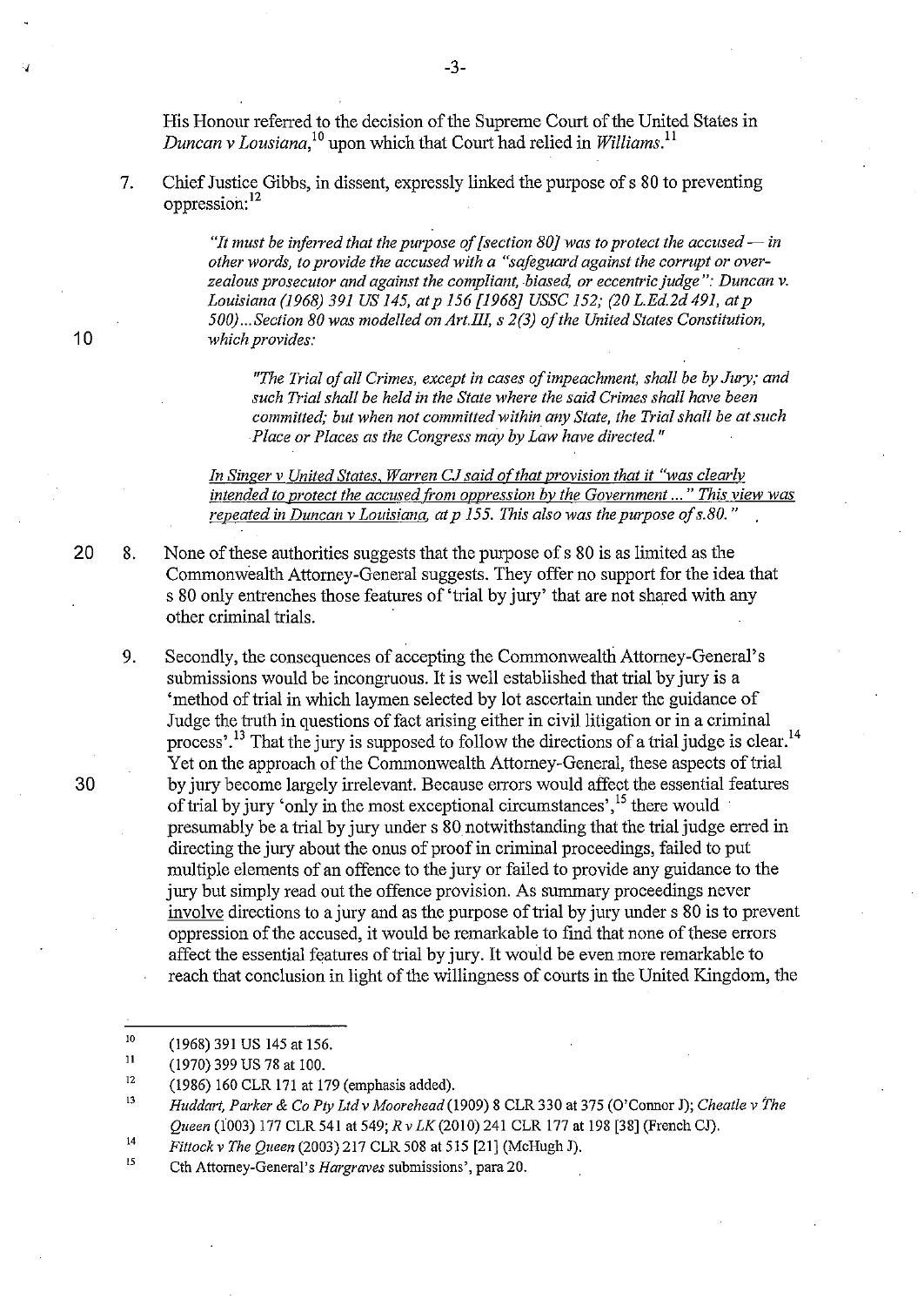His Honour referred to the decision of the Supreme Court of the United States in *Duncan v Lousiana*,[10] upon which that Court had relied in *Williams*.[11]

7. Chief Justice Gibbs, in dissent, expressly linked the purpose of s 80 to preventing oppression:[12]

> *"It must be inferred that the purpose of [section 80] was to protect the accused — in other words, to provide the accused with a "safeguard against the corrupt or over-zealous prosecutor and against the compliant, biased, or eccentric judge": Duncan v. Louisiana (1968) 391 US 145, at p 156 [1968] USSC 152; (20 L.Ed.2d 491, at p 500)...Section 80 was modelled on Art.III, s 2(3) of the United States Constitution, which provides:*
>
> > *"The Trial of all Crimes, except in cases of impeachment, shall be by Jury; and such Trial shall be held in the State where the said Crimes shall have been committed; but when not committed within any State, the Trial shall be at such Place or Places as the Congress may by Law have directed."*
>
> *<u>In Singer v United States, Warren CJ said of that provision that it "was clearly intended to protect the accused from oppression by the Government ..." This view was repeated in Duncan v Louisiana, at p 155.</u> This also was the purpose of s.80."*

8. None of these authorities suggests that the purpose of s 80 is as limited as the Commonwealth Attorney-General suggests. They offer no support for the idea that s 80 only entrenches those features of 'trial by jury' that are not shared with any other criminal trials.

9. Secondly, the consequences of accepting the Commonwealth Attorney-General's submissions would be incongruous. It is well established that trial by jury is a 'method of trial in which laymen selected by lot ascertain under the guidance of Judge the truth in questions of fact arising either in civil litigation or in a criminal process'.[13] That the jury is supposed to follow the directions of a trial judge is clear.[14] Yet on the approach of the Commonwealth Attorney-General, these aspects of trial by jury become largely irrelevant. Because errors would affect the essential features of trial by jury 'only in the most exceptional circumstances',[15] there would presumably be a trial by jury under s 80 notwithstanding that the trial judge erred in directing the jury about the onus of proof in criminal proceedings, failed to put multiple elements of an offence to the jury or failed to provide any guidance to the jury but simply read out the offence provision. As summary proceedings never <u>involve</u> directions to a jury and as the purpose of trial by jury under s 80 is to prevent oppression of the accused, it would be remarkable to find that none of these errors affect the essential features of trial by jury. It would be even more remarkable to reach that conclusion in light of the willingness of courts in the United Kingdom, the

---

[10] (1968) 391 US 145 at 156.

[11] (1970) 399 US 78 at 100.

[12] (1986) 160 CLR 171 at 179 (emphasis added).

[13] *Huddart, Parker & Co Pty Ltd v Moorehead* (1909) 8 CLR 330 at 375 (O'Connor J); *Cheatle v The Queen* (1003) 177 CLR 541 at 549; *R v LK* (2010) 241 CLR 177 at 198 [38] (French CJ).

[14] *Fittock v The Queen* (2003) 217 CLR 508 at 515 [21] (McHugh J).

[15] Cth Attorney-General's *Hargraves* submissions', para 20.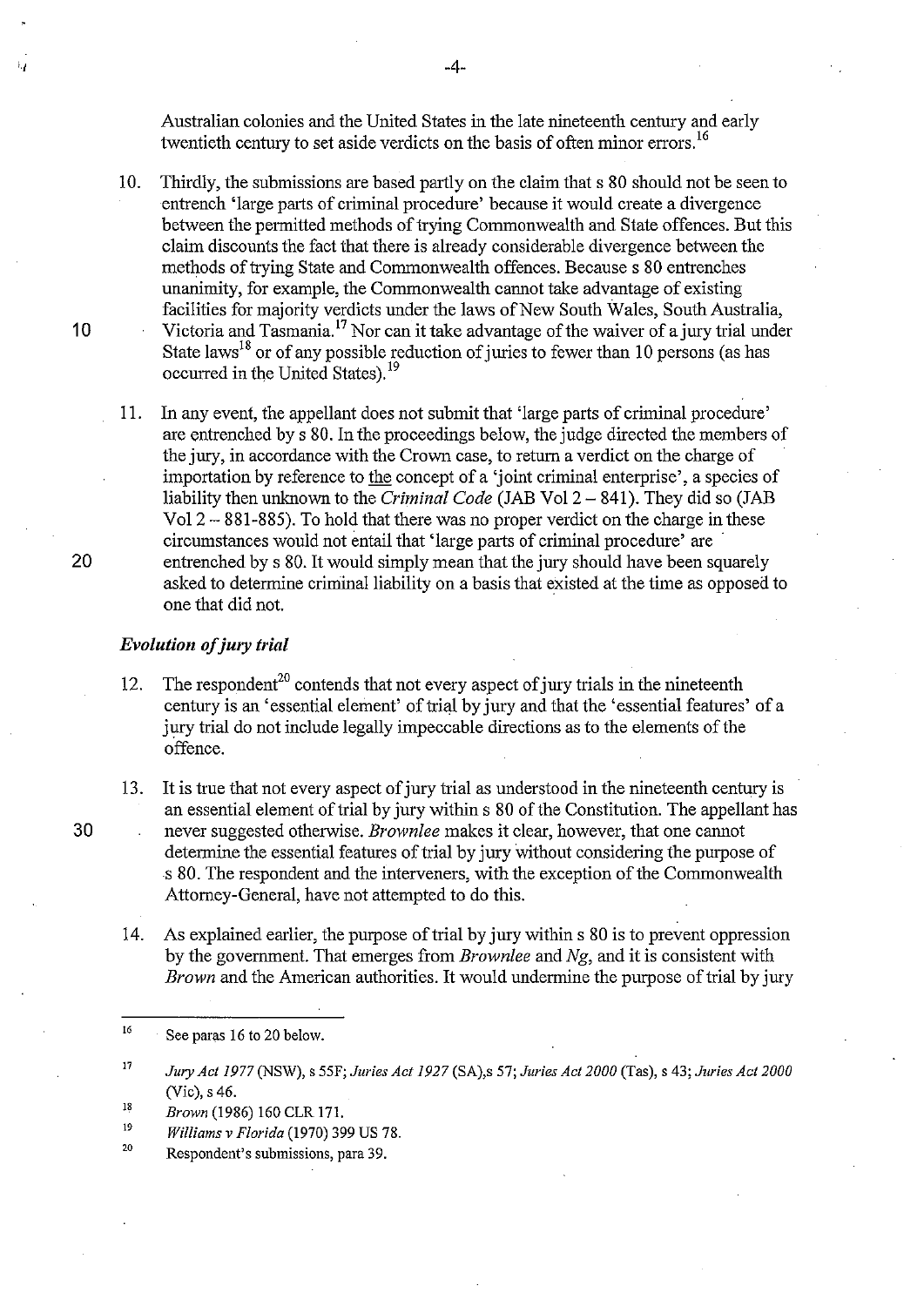Australian colonies and the United States in the late nineteenth century and early twentieth century to set aside verdicts on the basis of often minor errors.[16]

10. Thirdly, the submissions are based partly on the claim that s 80 should not be seen to entrench 'large parts of criminal procedure' because it would create a divergence between the permitted methods of trying Commonwealth and State offences. But this claim discounts the fact that there is already considerable divergence between the methods of trying State and Commonwealth offences. Because s 80 entrenches unanimity, for example, the Commonwealth cannot take advantage of existing facilities for majority verdicts under the laws of New South Wales, South Australia, Victoria and Tasmania.[17] Nor can it take advantage of the waiver of a jury trial under State laws[18] or of any possible reduction of juries to fewer than 10 persons (as has occurred in the United States).[19]

11. In any event, the appellant does not submit that 'large parts of criminal procedure' are entrenched by s 80. In the proceedings below, the judge directed the members of the jury, in accordance with the Crown case, to return a verdict on the charge of importation by reference to the concept of a 'joint criminal enterprise', a species of liability then unknown to the *Criminal Code* (JAB Vol 2 – 841). They did so (JAB Vol 2 – 881-885). To hold that there was no proper verdict on the charge in these circumstances would not entail that 'large parts of criminal procedure' are entrenched by s 80. It would simply mean that the jury should have been squarely asked to determine criminal liability on a basis that existed at the time as opposed to one that did not.

### *Evolution of jury trial*

12. The respondent[20] contends that not every aspect of jury trials in the nineteenth century is an 'essential element' of trial by jury and that the 'essential features' of a jury trial do not include legally impeccable directions as to the elements of the offence.

13. It is true that not every aspect of jury trial as understood in the nineteenth century is an essential element of trial by jury within s 80 of the Constitution. The appellant has never suggested otherwise. *Brownlee* makes it clear, however, that one cannot determine the essential features of trial by jury without considering the purpose of s 80. The respondent and the interveners, with the exception of the Commonwealth Attorney-General, have not attempted to do this.

14. As explained earlier, the purpose of trial by jury within s 80 is to prevent oppression by the government. That emerges from *Brownlee* and *Ng*, and it is consistent with *Brown* and the American authorities. It would undermine the purpose of trial by jury

---

[16] See paras 16 to 20 below.

[17] *Jury Act 1977* (NSW), s 55F; *Juries Act 1927* (SA), s 57; *Juries Act 2000* (Tas), s 43; *Juries Act 2000* (Vic), s 46.

[18] *Brown* (1986) 160 CLR 171.

[19] *Williams v Florida* (1970) 399 US 78.

[20] Respondent's submissions, para 39.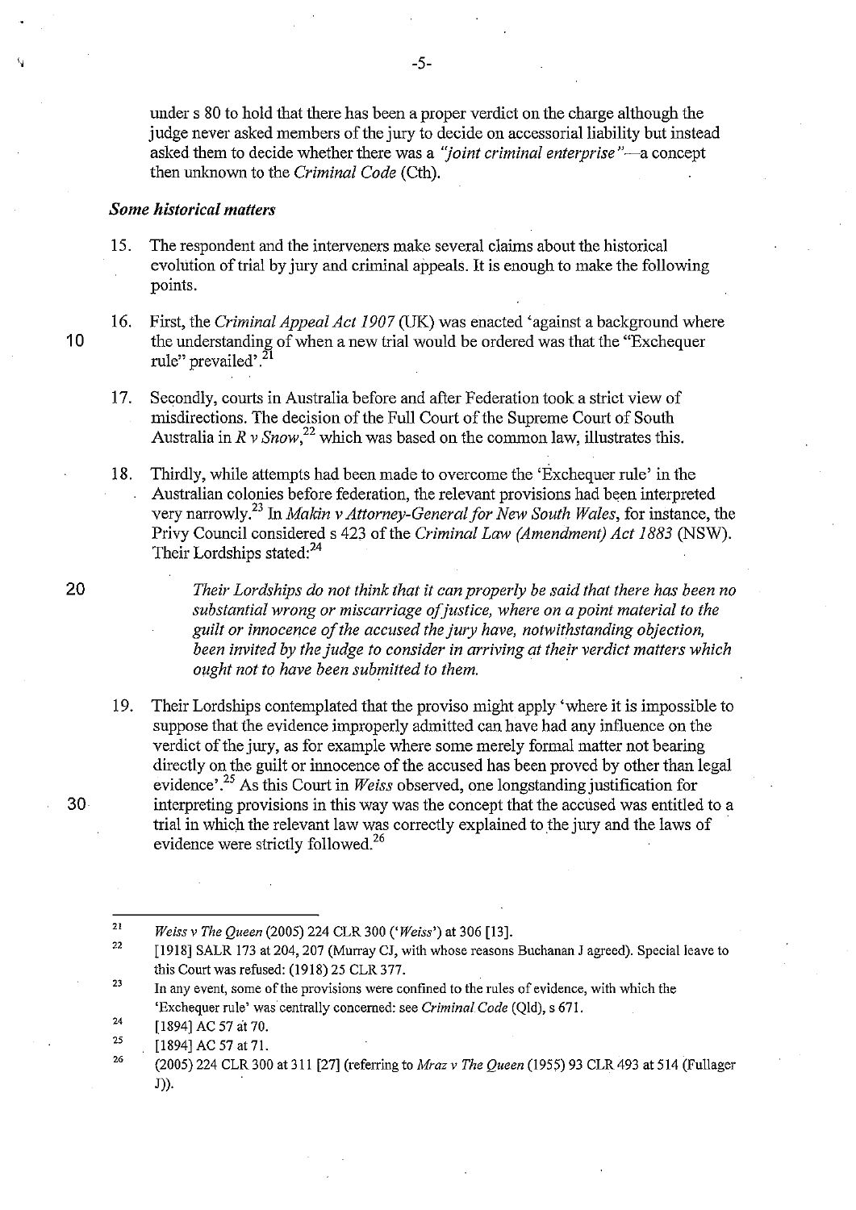under s 80 to hold that there has been a proper verdict on the charge although the judge never asked members of the jury to decide on accessorial liability but instead asked them to decide whether there was a *"joint criminal enterprise"*—a concept then unknown to the *Criminal Code* (Cth).

### *Some historical matters*

15. The respondent and the interveners make several claims about the historical evolution of trial by jury and criminal appeals. It is enough to make the following points.

16. First, the *Criminal Appeal Act 1907* (UK) was enacted 'against a background where the understanding of when a new trial would be ordered was that the "Exchequer rule" prevailed'.[21]

17. Secondly, courts in Australia before and after Federation took a strict view of misdirections. The decision of the Full Court of the Supreme Court of South Australia in *R v Snow*,[22] which was based on the common law, illustrates this.

18. Thirdly, while attempts had been made to overcome the 'Exchequer rule' in the Australian colonies before federation, the relevant provisions had been interpreted very narrowly.[23] In *Makin v Attorney-General for New South Wales*, for instance, the Privy Council considered s 423 of the *Criminal Law (Amendment) Act 1883* (NSW). Their Lordships stated:[24]

> *Their Lordships do not think that it can properly be said that there has been no substantial wrong or miscarriage of justice, where on a point material to the guilt or innocence of the accused the jury have, notwithstanding objection, been invited by the judge to consider in arriving at their verdict matters which ought not to have been submitted to them.*

19. Their Lordships contemplated that the proviso might apply 'where it is impossible to suppose that the evidence improperly admitted can have had any influence on the verdict of the jury, as for example where some merely formal matter not bearing directly on the guilt or innocence of the accused has been proved by other than legal evidence'.[25] As this Court in *Weiss* observed, one longstanding justification for interpreting provisions in this way was the concept that the accused was entitled to a trial in which the relevant law was correctly explained to the jury and the laws of evidence were strictly followed.[26]

---

[21] *Weiss v The Queen* (2005) 224 CLR 300 ('*Weiss*') at 306 [13].

[22] [1918] SALR 173 at 204, 207 (Murray CJ, with whose reasons Buchanan J agreed). Special leave to this Court was refused: (1918) 25 CLR 377.

[23] In any event, some of the provisions were confined to the rules of evidence, with which the 'Exchequer rule' was centrally concerned: see *Criminal Code* (Qld), s 671.

[24] [1894] AC 57 at 70.

[25] [1894] AC 57 at 71.

[26] (2005) 224 CLR 300 at 311 [27] (referring to *Mraz v The Queen* (1955) 93 CLR 493 at 514 (Fullager J)).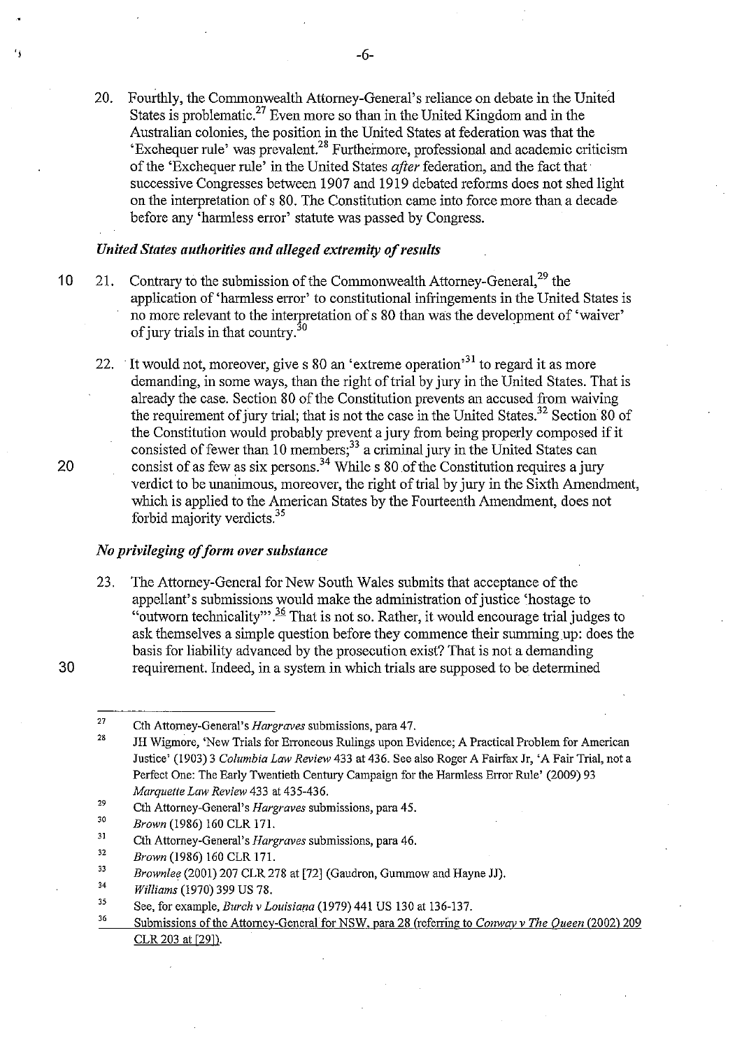20. Fourthly, the Commonwealth Attorney-General's reliance on debate in the United States is problematic.[27] Even more so than in the United Kingdom and in the Australian colonies, the position in the United States at federation was that the 'Exchequer rule' was prevalent.[28] Furthermore, professional and academic criticism of the 'Exchequer rule' in the United States *after* federation, and the fact that successive Congresses between 1907 and 1919 debated reforms does not shed light on the interpretation of s 80. The Constitution came into force more than a decade before any 'harmless error' statute was passed by Congress.

### *United States authorities and alleged extremity of results*

21. Contrary to the submission of the Commonwealth Attorney-General,[29] the application of 'harmless error' to constitutional infringements in the United States is no more relevant to the interpretation of s 80 than was the development of 'waiver' of jury trials in that country.[30]

22. It would not, moreover, give s 80 an 'extreme operation'[31] to regard it as more demanding, in some ways, than the right of trial by jury in the United States. That is already the case. Section 80 of the Constitution prevents an accused from waiving the requirement of jury trial; that is not the case in the United States.[32] Section 80 of the Constitution would probably prevent a jury from being properly composed if it consisted of fewer than 10 members;[33] a criminal jury in the United States can consist of as few as six persons.[34] While s 80 of the Constitution requires a jury verdict to be unanimous, moreover, the right of trial by jury in the Sixth Amendment, which is applied to the American States by the Fourteenth Amendment, does not forbid majority verdicts.[35]

### *No privileging of form over substance*

23. The Attorney-General for New South Wales submits that acceptance of the appellant's submissions would make the administration of justice 'hostage to "outworn technicality"'.[36] That is not so. Rather, it would encourage trial judges to ask themselves a simple question before they commence their summing up: does the basis for liability advanced by the prosecution exist? That is not a demanding requirement. Indeed, in a system in which trials are supposed to be determined

---

27 Cth Attorney-General's *Hargraves* submissions, para 47.

28 JH Wigmore, 'New Trials for Erroneous Rulings upon Evidence; A Practical Problem for American Justice' (1903) 3 *Columbia Law Review* 433 at 436. See also Roger A Fairfax Jr, 'A Fair Trial, not a Perfect One: The Early Twentieth Century Campaign for the Harmless Error Rule' (2009) 93 *Marquette Law Review* 433 at 435-436.

29 Cth Attorney-General's *Hargraves* submissions, para 45.

30 *Brown* (1986) 160 CLR 171.

31 Cth Attorney-General's *Hargraves* submissions, para 46.

32 *Brown* (1986) 160 CLR 171.

33 *Brownlee* (2001) 207 CLR 278 at [72] (Gaudron, Gummow and Hayne JJ).

34 *Williams* (1970) 399 US 78.

35 See, for example, *Burch v Louisiana* (1979) 441 US 130 at 136-137.

36 Submissions of the Attorney-General for NSW, para 28 (referring to *Conway v The Queen* (2002) 209 CLR 203 at [29]).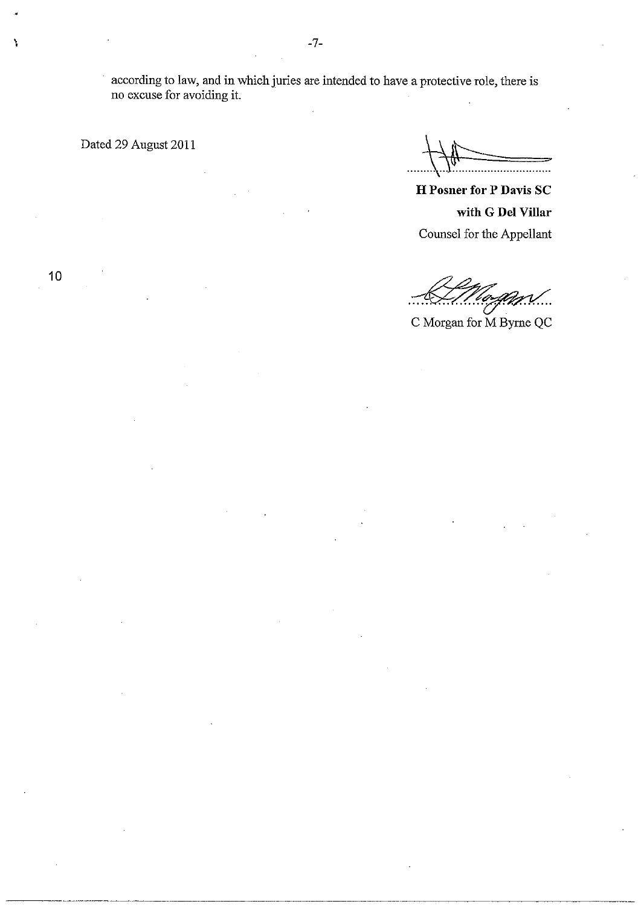according to law, and in which juries are intended to have a protective role, there is no excuse for avoiding it.

Dated 29 August 2011

..................................................

**H Posner for P Davis SC**

**with G Del Villar**

Counsel for the Appellant

..................................................

C Morgan for M Byrne QC